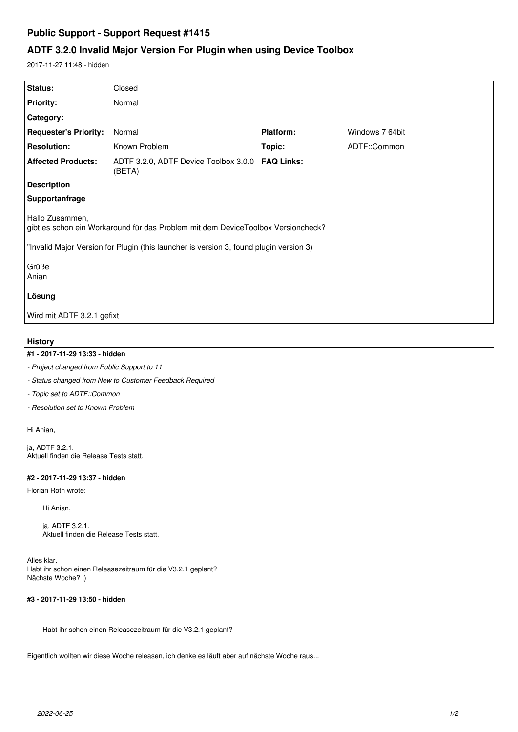# Public Support - Support Request #1415

## ADTF 3.2.0 Invalid Major Version For Plugin when using Device Toolbox

2017-11-27 11:48 - hidden

| | | | |
|---|---|---|---|
| **Status:** | Closed | | |
| **Priority:** | Normal | | |
| **Category:** | | | |
| **Requester's Priority:** | Normal | **Platform:** | Windows 7 64bit |
| **Resolution:** | Known Problem | **Topic:** | ADTF::Common |
| **Affected Products:** | ADTF 3.2.0, ADTF Device Toolbox 3.0.0 (BETA) | **FAQ Links:** | |

**Description**

**Supportanfrage**

Hallo Zusammen,
gibt es schon ein Workaround für das Problem mit dem DeviceToolbox Versioncheck?

"Invalid Major Version for Plugin (this launcher is version 3, found plugin version 3)

Grüße
Anian

**Lösung**

Wird mit ADTF 3.2.1 gefixt

### History

#### #1 - 2017-11-29 13:33 - hidden

- *Project changed from Public Support to 11*
- *Status changed from New to Customer Feedback Required*
- *Topic set to ADTF::Common*
- *Resolution set to Known Problem*

Hi Anian,

ja, ADTF 3.2.1.
Aktuell finden die Release Tests statt.

#### #2 - 2017-11-29 13:37 - hidden

Florian Roth wrote:

> Hi Anian,
>
> ja, ADTF 3.2.1.
> Aktuell finden die Release Tests statt.

Alles klar.
Habt ihr schon einen Releasezeitraum für die V3.2.1 geplant?
Nächste Woche? ;)

#### #3 - 2017-11-29 13:50 - hidden

> Habt ihr schon einen Releasezeitraum für die V3.2.1 geplant?

Eigentlich wollten wir diese Woche releasen, ich denke es läuft aber auf nächste Woche raus...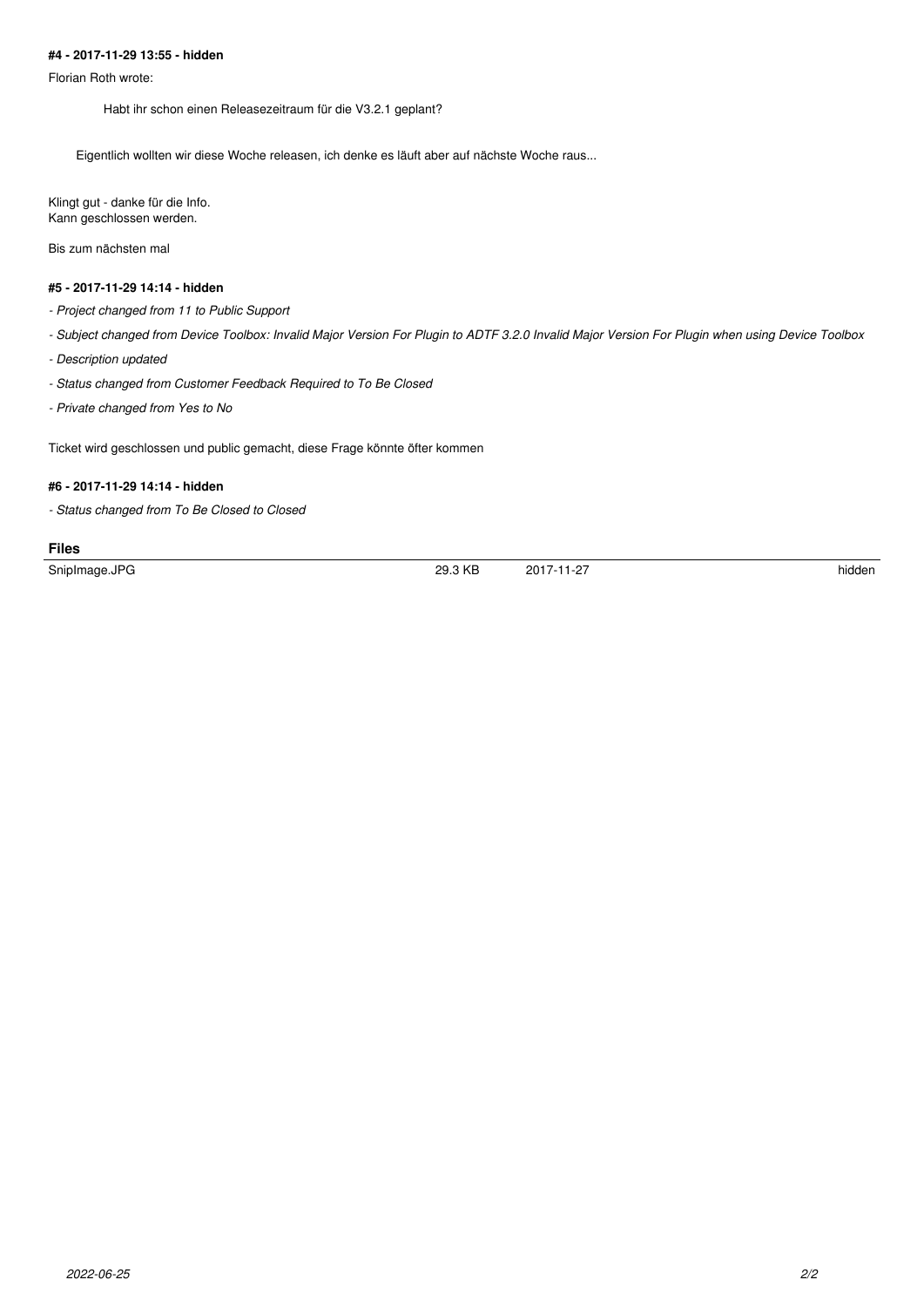#### #4 - 2017-11-29 13:55 - hidden

Florian Roth wrote:

> Habt ihr schon einen Releasezeitraum für die V3.2.1 geplant?
>
> Eigentlich wollten wir diese Woche releasen, ich denke es läuft aber auf nächste Woche raus...

Klingt gut - danke für die Info.
Kann geschlossen werden.

Bis zum nächsten mal

#### #5 - 2017-11-29 14:14 - hidden

- *Project changed from 11 to Public Support*
- *Subject changed from Device Toolbox: Invalid Major Version For Plugin to ADTF 3.2.0 Invalid Major Version For Plugin when using Device Toolbox*
- *Description updated*
- *Status changed from Customer Feedback Required to To Be Closed*
- *Private changed from Yes to No*

Ticket wird geschlossen und public gemacht, diese Frage könnte öfter kommen

#### #6 - 2017-11-29 14:14 - hidden

- *Status changed from To Be Closed to Closed*

### Files

| | | | |
|---|---|---|---|
| SnipImage.JPG | 29.3 KB | 2017-11-27 | hidden |